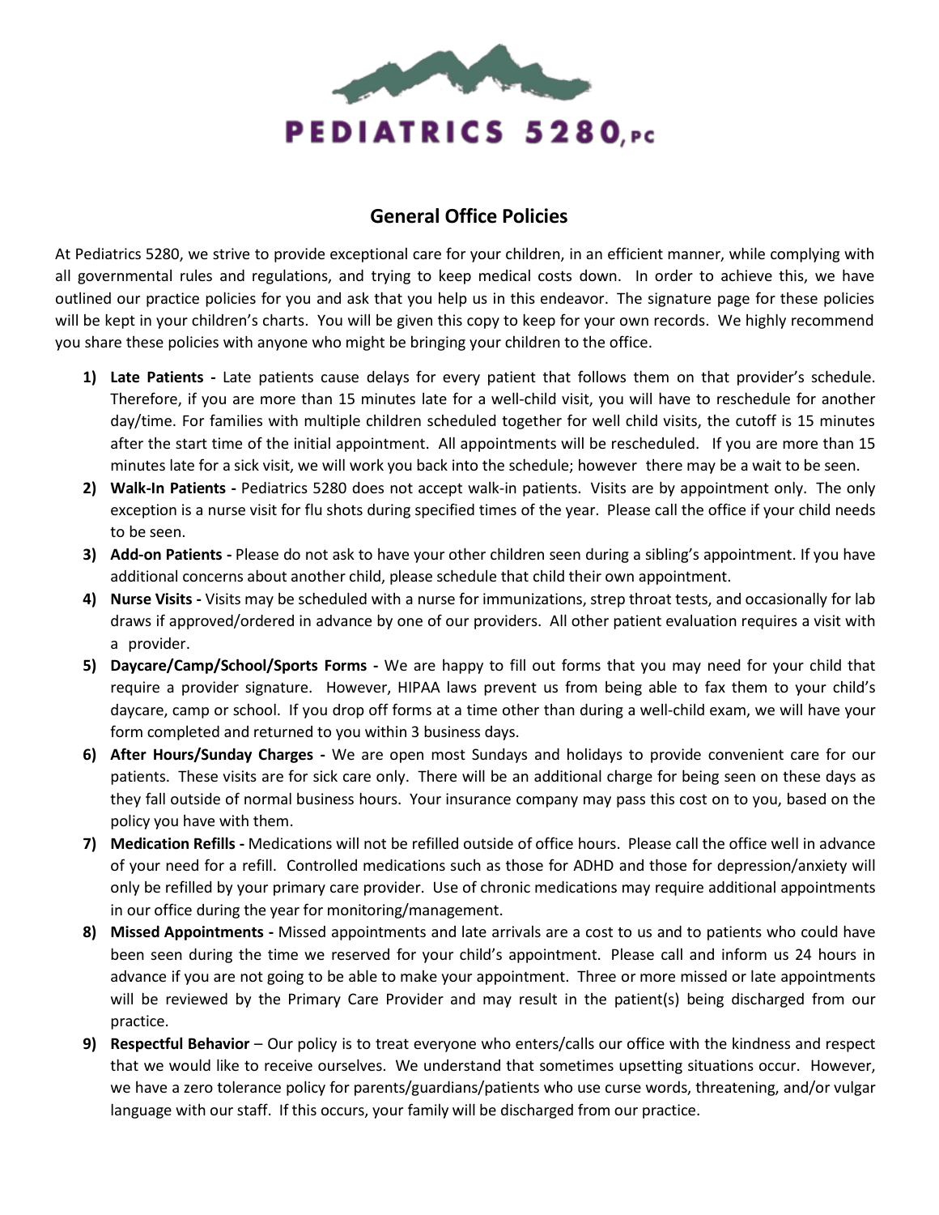# PEDIATRICS 5280, PC

## General Office Policies

At Pediatrics 5280, we strive to provide exceptional care for your children, in an efficient manner, while complying with all governmental rules and regulations, and trying to keep medical costs down. In order to achieve this, we have outlined our practice policies for you and ask that you help us in this endeavor. The signature page for these policies will be kept in your children's charts. You will be given this copy to keep for your own records. We highly recommend you share these policies with anyone who might be bringing your children to the office.

1) **Late Patients -** Late patients cause delays for every patient that follows them on that provider's schedule. Therefore, if you are more than 15 minutes late for a well-child visit, you will have to reschedule for another day/time. For families with multiple children scheduled together for well child visits, the cutoff is 15 minutes after the start time of the initial appointment. All appointments will be rescheduled. If you are more than 15 minutes late for a sick visit, we will work you back into the schedule; however there may be a wait to be seen.
2) **Walk-In Patients -** Pediatrics 5280 does not accept walk-in patients. Visits are by appointment only. The only exception is a nurse visit for flu shots during specified times of the year. Please call the office if your child needs to be seen.
3) **Add-on Patients -** Please do not ask to have your other children seen during a sibling's appointment. If you have additional concerns about another child, please schedule that child their own appointment.
4) **Nurse Visits -** Visits may be scheduled with a nurse for immunizations, strep throat tests, and occasionally for lab draws if approved/ordered in advance by one of our providers. All other patient evaluation requires a visit with a provider.
5) **Daycare/Camp/School/Sports Forms -** We are happy to fill out forms that you may need for your child that require a provider signature. However, HIPAA laws prevent us from being able to fax them to your child's daycare, camp or school. If you drop off forms at a time other than during a well-child exam, we will have your form completed and returned to you within 3 business days.
6) **After Hours/Sunday Charges -** We are open most Sundays and holidays to provide convenient care for our patients. These visits are for sick care only. There will be an additional charge for being seen on these days as they fall outside of normal business hours. Your insurance company may pass this cost on to you, based on the policy you have with them.
7) **Medication Refills -** Medications will not be refilled outside of office hours. Please call the office well in advance of your need for a refill. Controlled medications such as those for ADHD and those for depression/anxiety will only be refilled by your primary care provider. Use of chronic medications may require additional appointments in our office during the year for monitoring/management.
8) **Missed Appointments -** Missed appointments and late arrivals are a cost to us and to patients who could have been seen during the time we reserved for your child's appointment. Please call and inform us 24 hours in advance if you are not going to be able to make your appointment. Three or more missed or late appointments will be reviewed by the Primary Care Provider and may result in the patient(s) being discharged from our practice.
9) **Respectful Behavior** – Our policy is to treat everyone who enters/calls our office with the kindness and respect that we would like to receive ourselves. We understand that sometimes upsetting situations occur. However, we have a zero tolerance policy for parents/guardians/patients who use curse words, threatening, and/or vulgar language with our staff. If this occurs, your family will be discharged from our practice.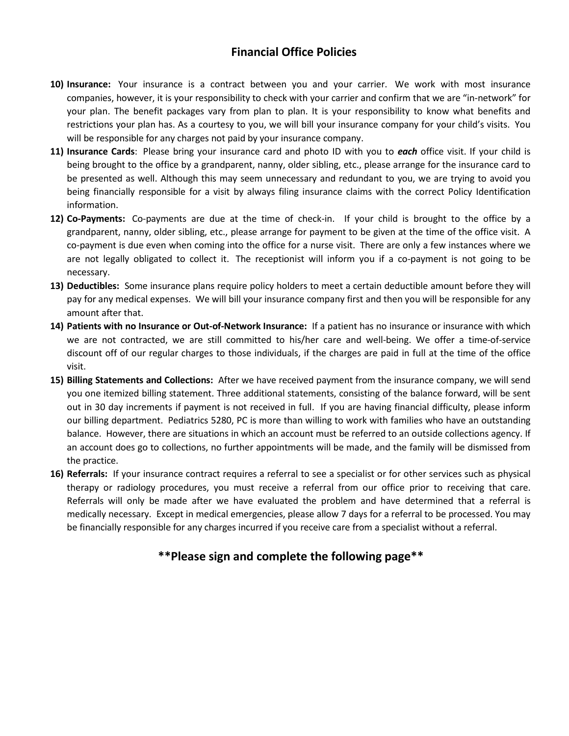## Financial Office Policies

10) **Insurance:** Your insurance is a contract between you and your carrier. We work with most insurance companies, however, it is your responsibility to check with your carrier and confirm that we are "in-network" for your plan. The benefit packages vary from plan to plan. It is your responsibility to know what benefits and restrictions your plan has. As a courtesy to you, we will bill your insurance company for your child's visits. You will be responsible for any charges not paid by your insurance company.
11) **Insurance Cards**: Please bring your insurance card and photo ID with you to ***each*** office visit. If your child is being brought to the office by a grandparent, nanny, older sibling, etc., please arrange for the insurance card to be presented as well. Although this may seem unnecessary and redundant to you, we are trying to avoid you being financially responsible for a visit by always filing insurance claims with the correct Policy Identification information.
12) **Co-Payments:** Co-payments are due at the time of check-in. If your child is brought to the office by a grandparent, nanny, older sibling, etc., please arrange for payment to be given at the time of the office visit. A co-payment is due even when coming into the office for a nurse visit. There are only a few instances where we are not legally obligated to collect it. The receptionist will inform you if a co-payment is not going to be necessary.
13) **Deductibles:** Some insurance plans require policy holders to meet a certain deductible amount before they will pay for any medical expenses. We will bill your insurance company first and then you will be responsible for any amount after that.
14) **Patients with no Insurance or Out-of-Network Insurance:** If a patient has no insurance or insurance with which we are not contracted, we are still committed to his/her care and well-being. We offer a time-of-service discount off of our regular charges to those individuals, if the charges are paid in full at the time of the office visit.
15) **Billing Statements and Collections:** After we have received payment from the insurance company, we will send you one itemized billing statement. Three additional statements, consisting of the balance forward, will be sent out in 30 day increments if payment is not received in full. If you are having financial difficulty, please inform our billing department. Pediatrics 5280, PC is more than willing to work with families who have an outstanding balance. However, there are situations in which an account must be referred to an outside collections agency. If an account does go to collections, no further appointments will be made, and the family will be dismissed from the practice.
16) **Referrals:** If your insurance contract requires a referral to see a specialist or for other services such as physical therapy or radiology procedures, you must receive a referral from our office prior to receiving that care. Referrals will only be made after we have evaluated the problem and have determined that a referral is medically necessary. Except in medical emergencies, please allow 7 days for a referral to be processed. You may be financially responsible for any charges incurred if you receive care from a specialist without a referral.

## **Please sign and complete the following page**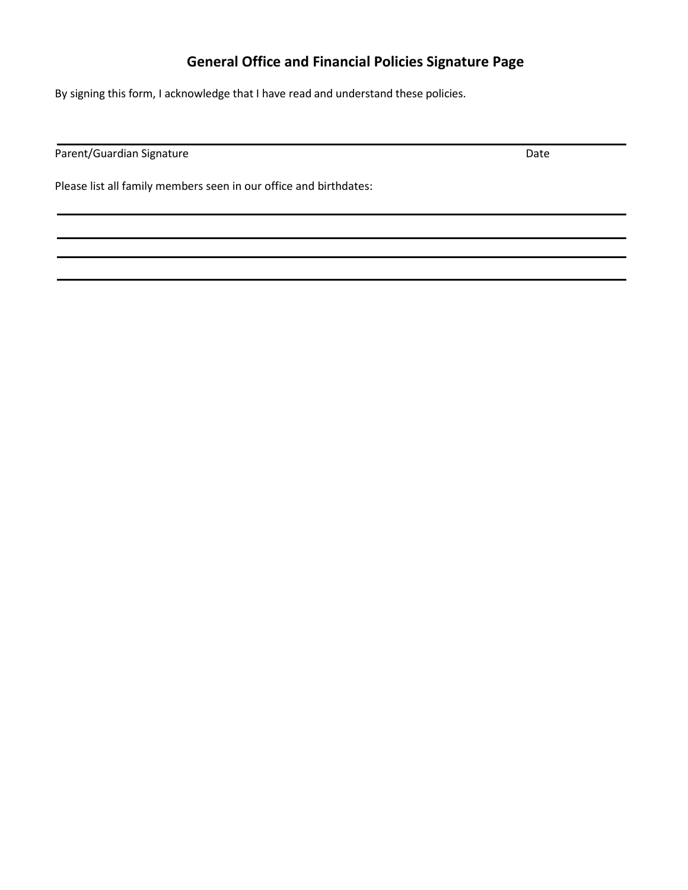# General Office and Financial Policies Signature Page

By signing this form, I acknowledge that I have read and understand these policies.

_______________________________________________________________

Parent/Guardian Signature                                                                                     Date

Please list all family members seen in our office and birthdates:

_______________________________________________________________

_______________________________________________________________

_______________________________________________________________

_______________________________________________________________